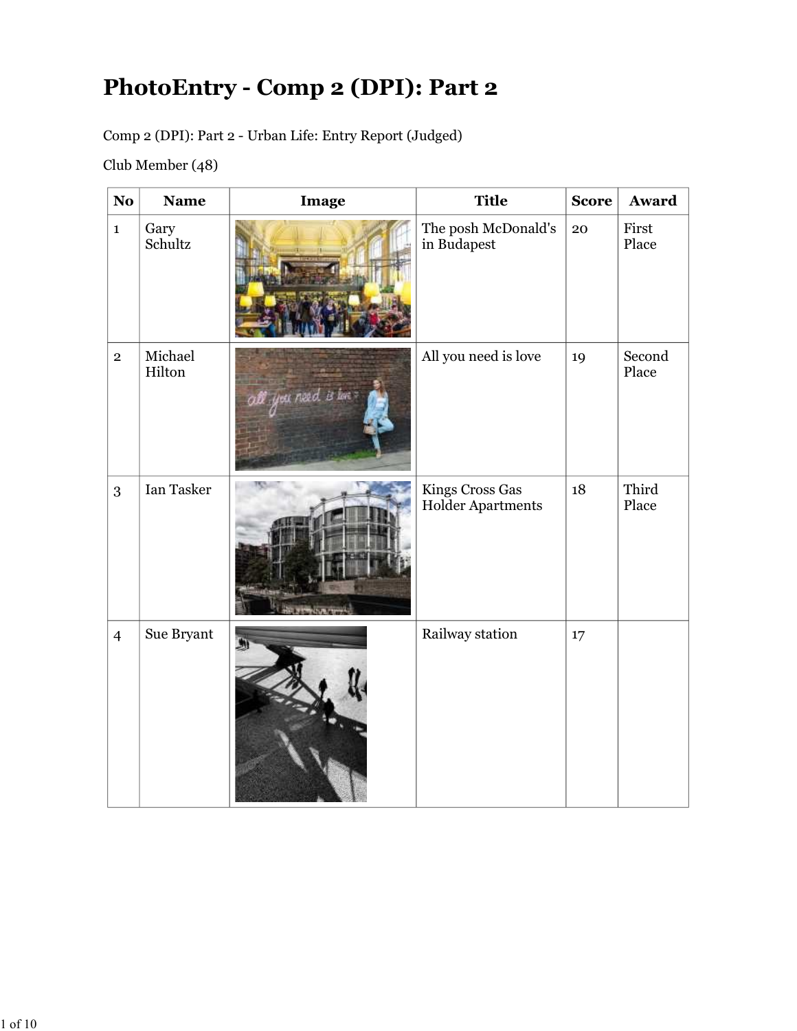# PhotoEntry - Comp 2 (DPI): Part 2

Comp 2 (DPI): Part 2 - Urban Life: Entry Report (Judged)

Club Member (48)

| No | Name | Image | Title | Score | Award |
|---|---|---|---|---|---|
| 1 | Gary Schultz | | The posh McDonald's in Budapest | 20 | First Place |
| 2 | Michael Hilton | | All you need is love | 19 | Second Place |
| 3 | Ian Tasker | | Kings Cross Gas Holder Apartments | 18 | Third Place |
| 4 | Sue Bryant | | Railway station | 17 | |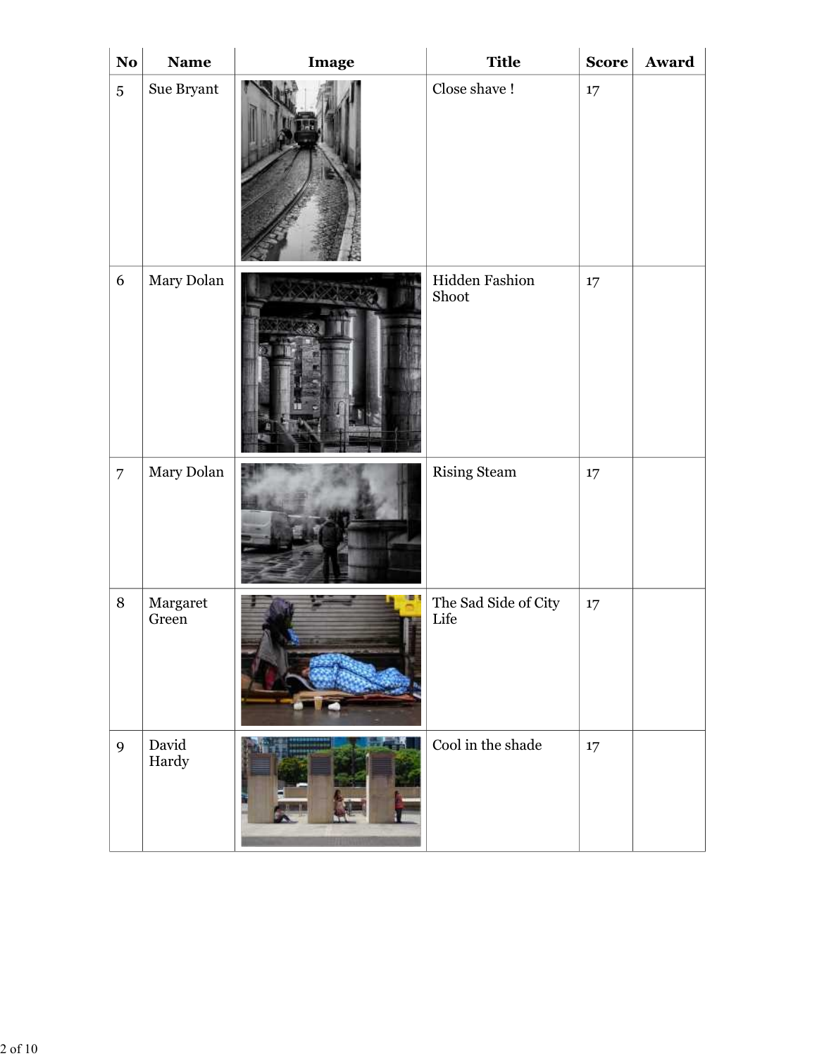| No | Name | Image | Title | Score | Award |
| --- | --- | --- | --- | --- | --- |
| 5 | Sue Bryant | | Close shave ! | 17 | |
| 6 | Mary Dolan | | Hidden Fashion Shoot | 17 | |
| 7 | Mary Dolan | | Rising Steam | 17 | |
| 8 | Margaret Green | | The Sad Side of City Life | 17 | |
| 9 | David Hardy | | Cool in the shade | 17 | |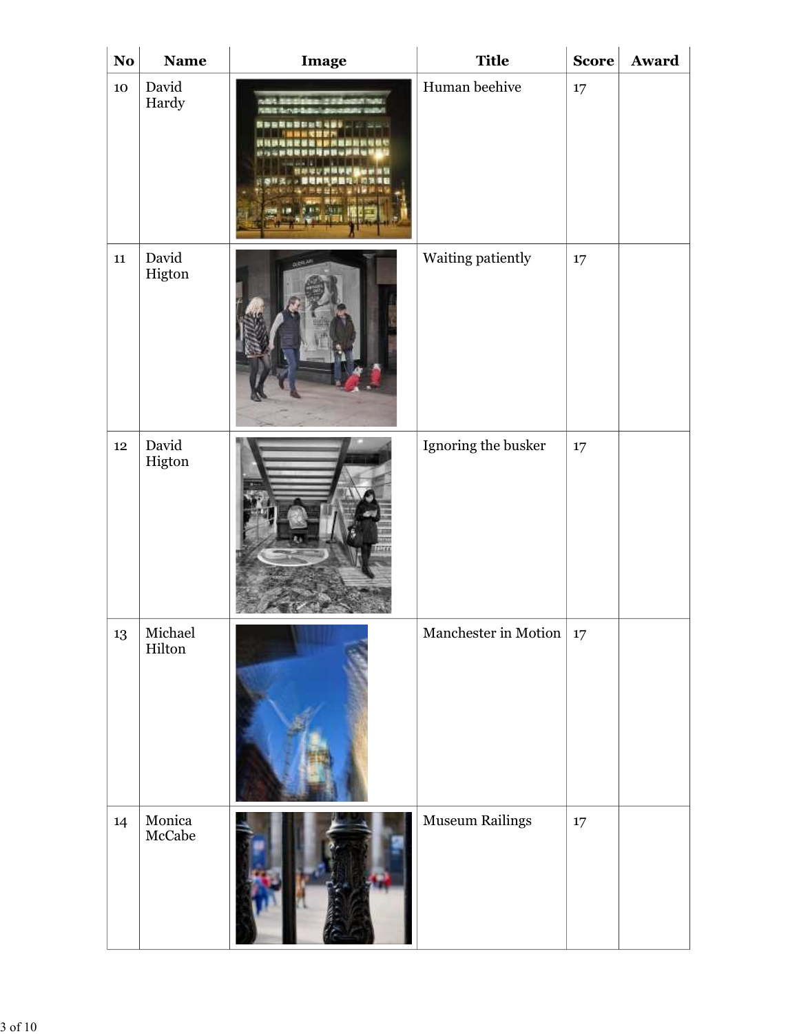| No | Name | Image | Title | Score | Award |
|---|---|---|---|---|---|
| 10 | David Hardy | | Human beehive | 17 | |
| 11 | David Higton | | Waiting patiently | 17 | |
| 12 | David Higton | | Ignoring the busker | 17 | |
| 13 | Michael Hilton | | Manchester in Motion | 17 | |
| 14 | Monica McCabe | | Museum Railings | 17 | |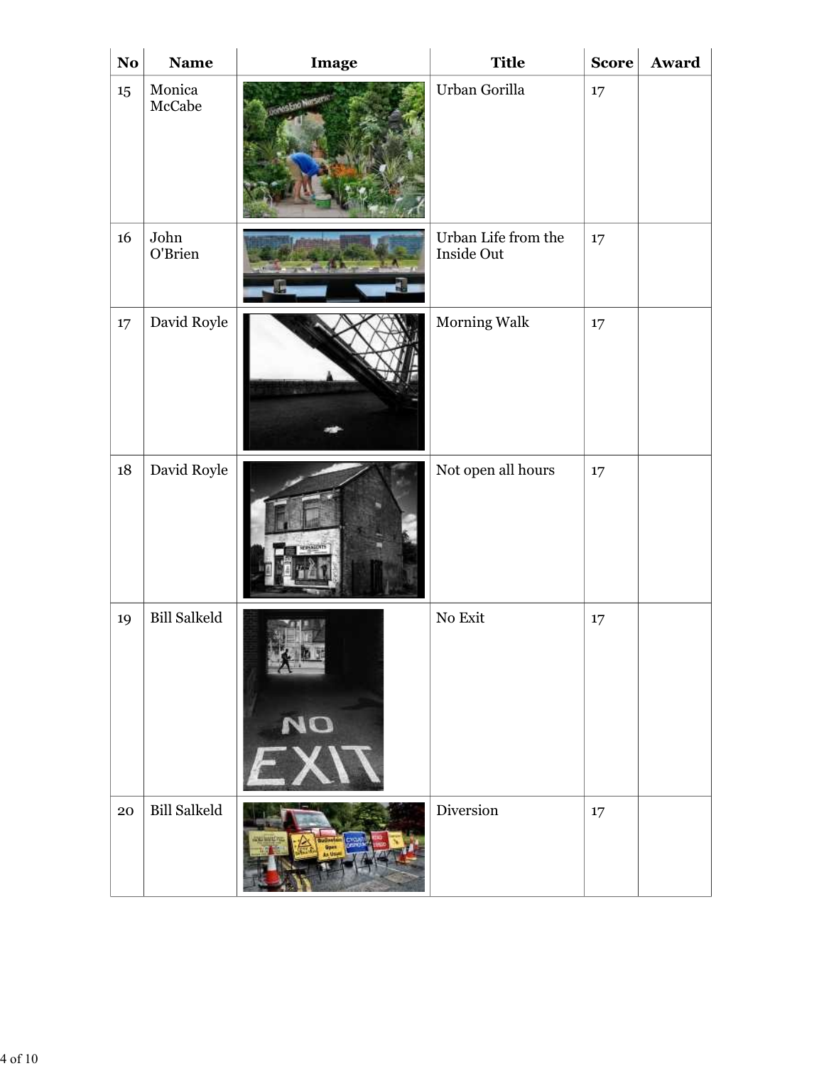| No | Name | Image | Title | Score | Award |
| --- | --- | --- | --- | --- | --- |
| 15 | Monica McCabe | | Urban Gorilla | 17 | |
| 16 | John O'Brien | | Urban Life from the Inside Out | 17 | |
| 17 | David Royle | | Morning Walk | 17 | |
| 18 | David Royle | | Not open all hours | 17 | |
| 19 | Bill Salkeld | | No Exit | 17 | |
| 20 | Bill Salkeld | | Diversion | 17 | |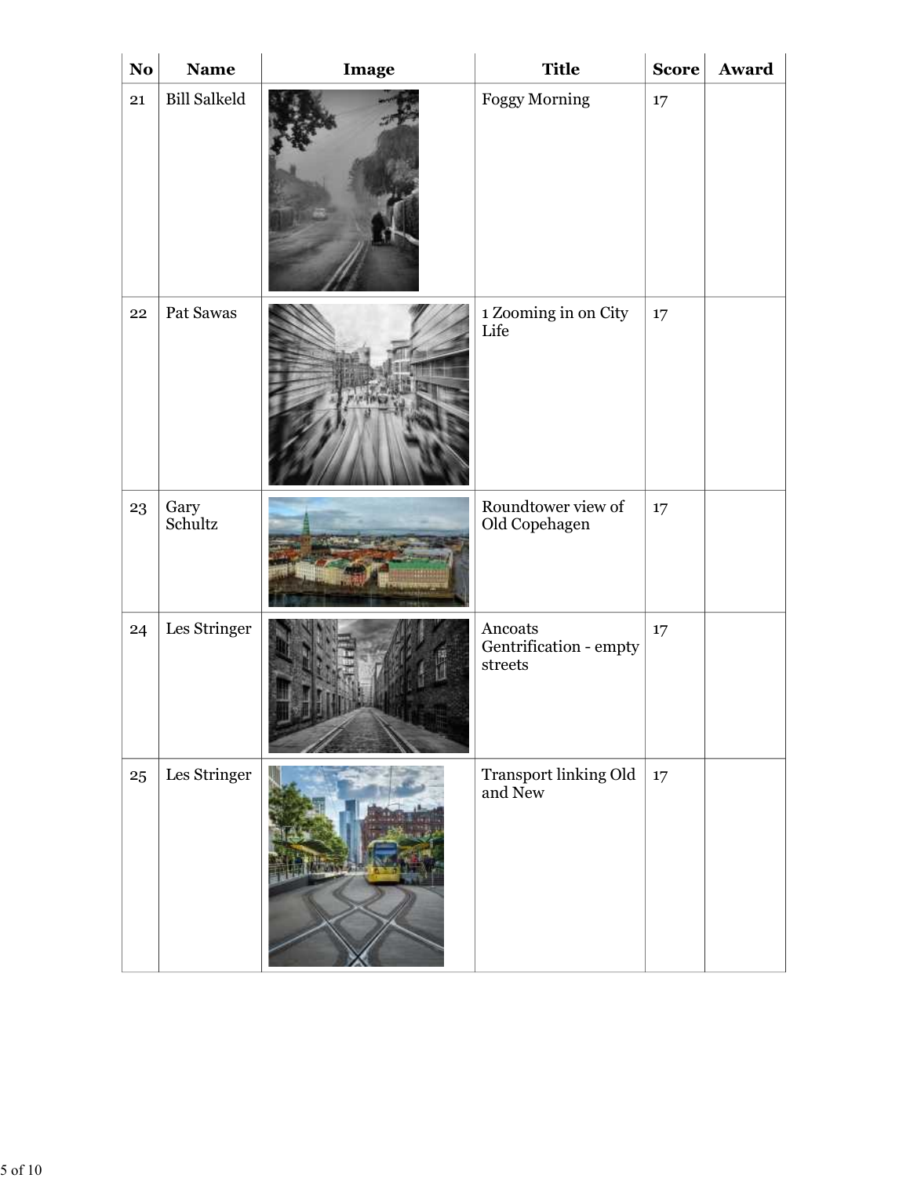| No | Name | Image | Title | Score | Award |
|---|---|---|---|---|---|
| 21 | Bill Salkeld | | Foggy Morning | 17 | |
| 22 | Pat Sawas | | 1 Zooming in on City Life | 17 | |
| 23 | Gary Schultz | | Roundtower view of Old Copehagen | 17 | |
| 24 | Les Stringer | | Ancoats Gentrification - empty streets | 17 | |
| 25 | Les Stringer | | Transport linking Old and New | 17 | |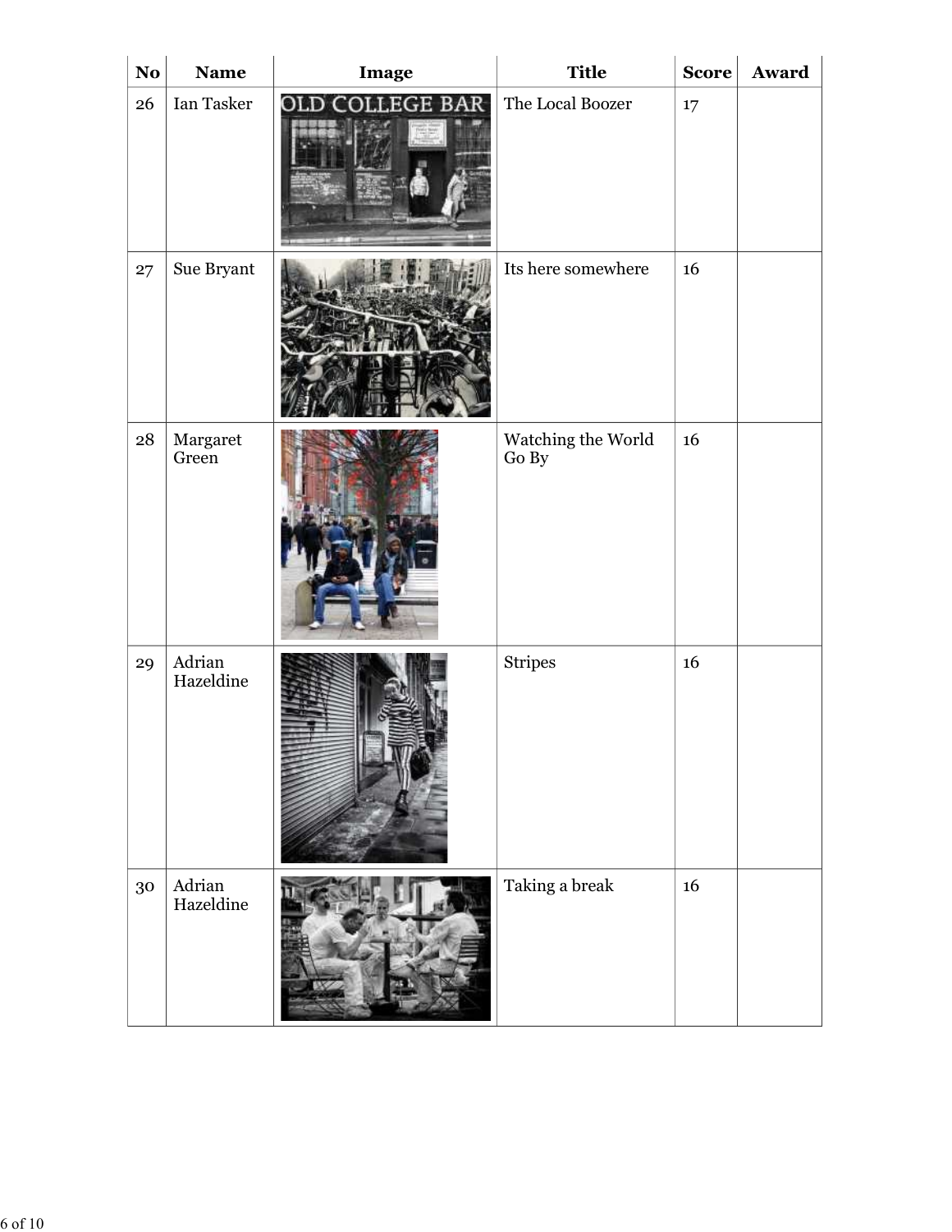| No | Name | Image | Title | Score | Award |
|---|---|---|---|---|---|
| 26 | Ian Tasker | | The Local Boozer | 17 | |
| 27 | Sue Bryant | | Its here somewhere | 16 | |
| 28 | Margaret Green | | Watching the World Go By | 16 | |
| 29 | Adrian Hazeldine | | Stripes | 16 | |
| 30 | Adrian Hazeldine | | Taking a break | 16 | |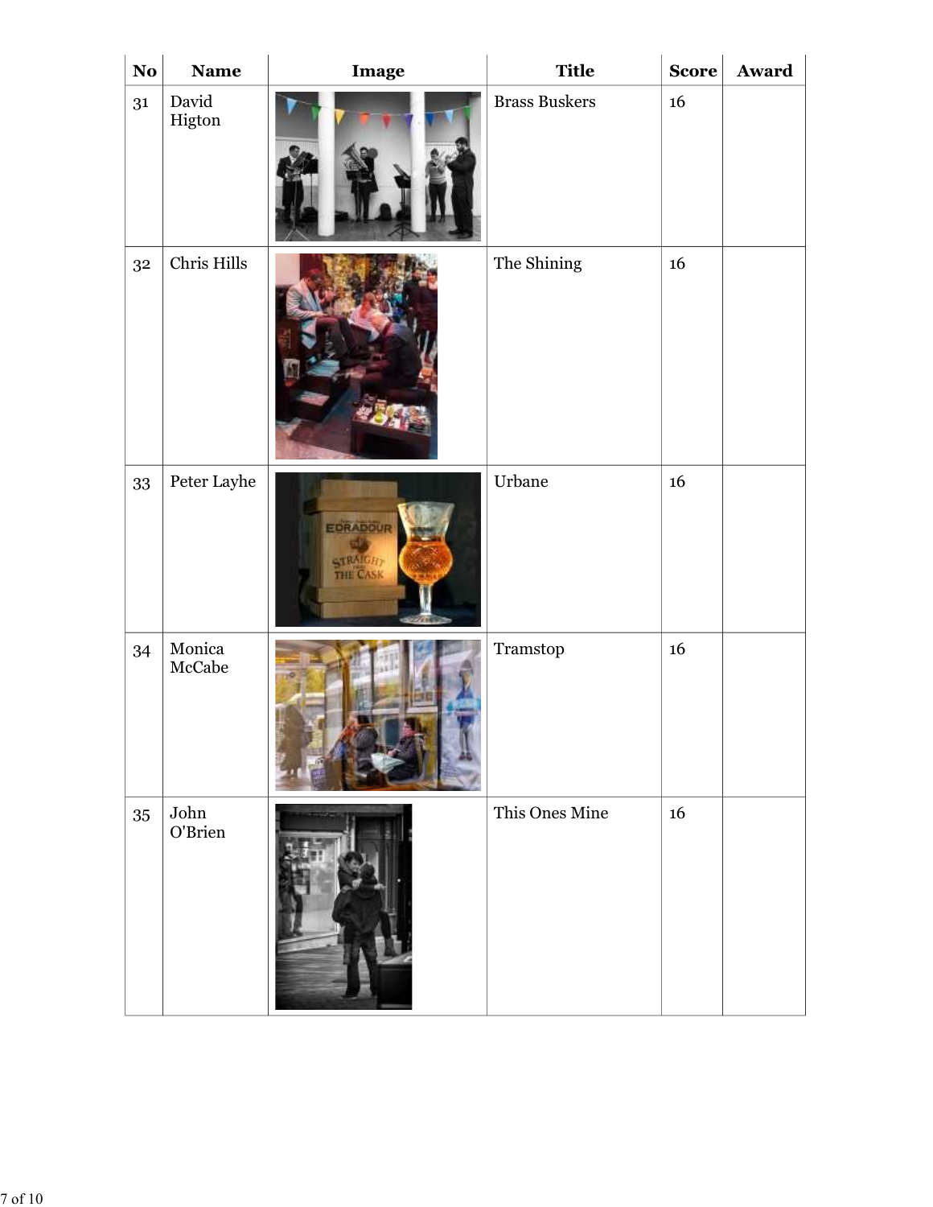| No | Name | Image | Title | Score | Award |
|---|---|---|---|---|---|
| 31 | David Higton | | Brass Buskers | 16 | |
| 32 | Chris Hills | | The Shining | 16 | |
| 33 | Peter Layhe | | Urbane | 16 | |
| 34 | Monica McCabe | | Tramstop | 16 | |
| 35 | John O'Brien | | This Ones Mine | 16 | |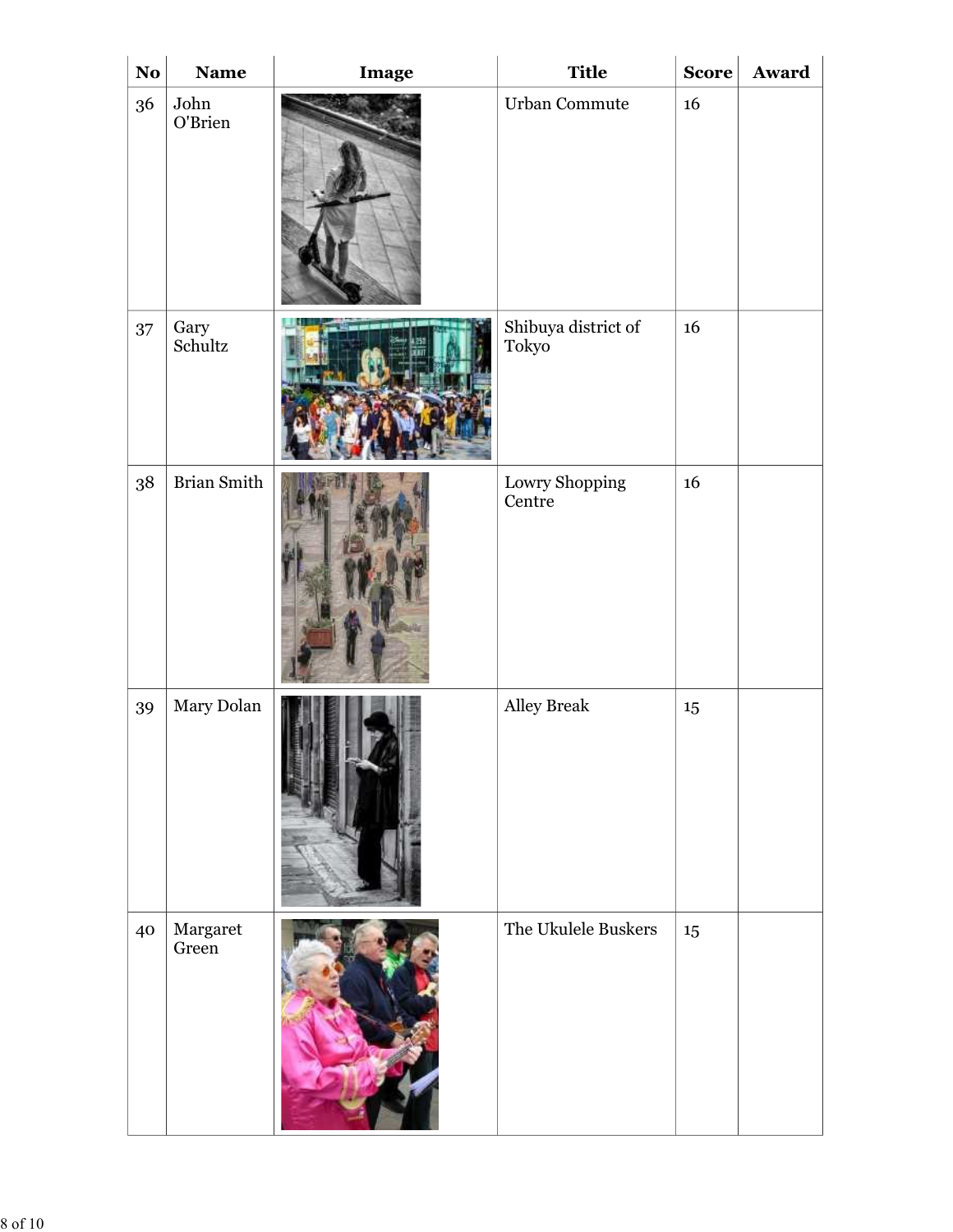| No | Name | Image | Title | Score | Award |
| --- | --- | --- | --- | --- | --- |
| 36 | John O'Brien | | Urban Commute | 16 | |
| 37 | Gary Schultz | | Shibuya district of Tokyo | 16 | |
| 38 | Brian Smith | | Lowry Shopping Centre | 16 | |
| 39 | Mary Dolan | | Alley Break | 15 | |
| 40 | Margaret Green | | The Ukulele Buskers | 15 | |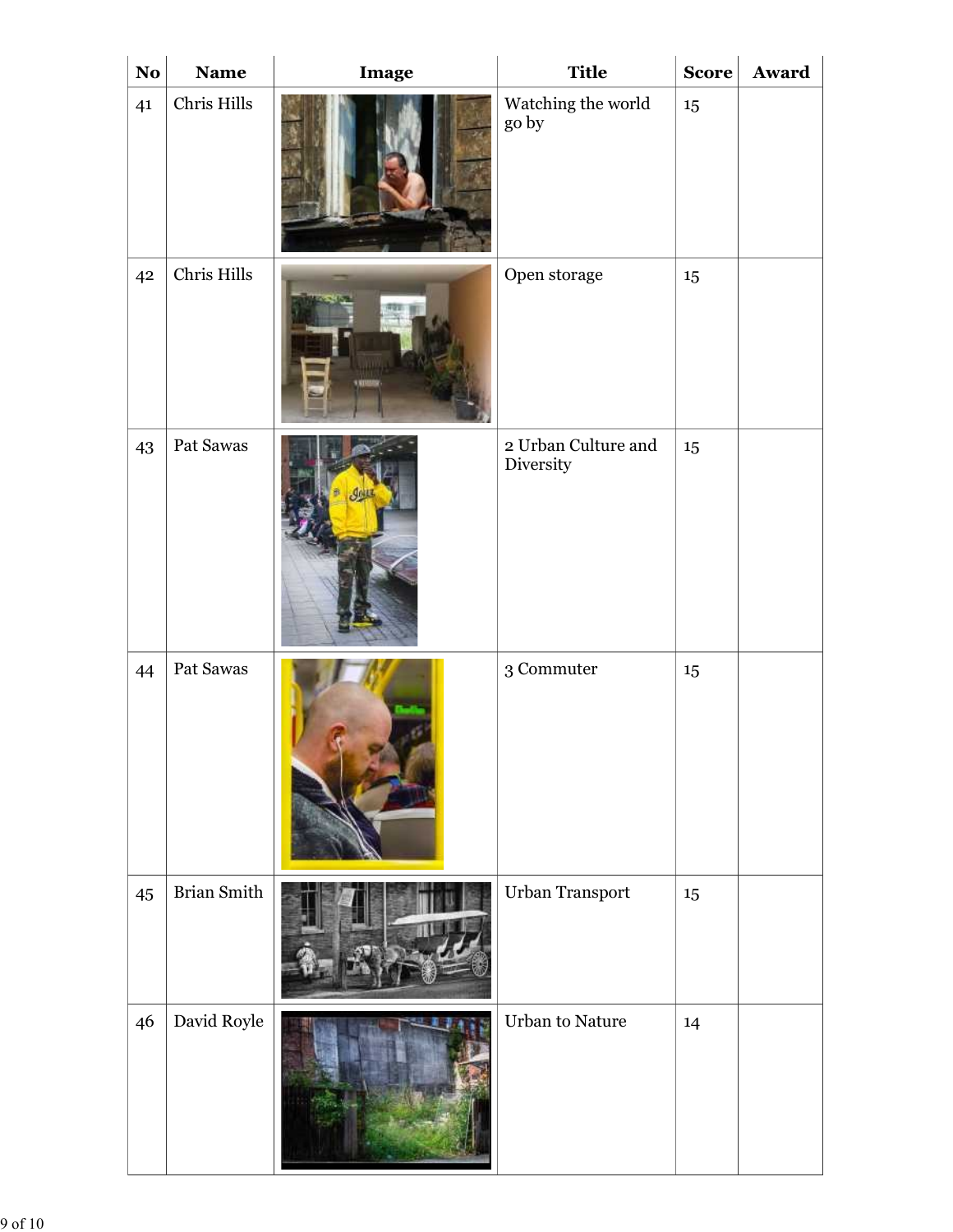| No | Name | Image | Title | Score | Award |
|---|---|---|---|---|---|
| 41 | Chris Hills | | Watching the world go by | 15 | |
| 42 | Chris Hills | | Open storage | 15 | |
| 43 | Pat Sawas | | 2 Urban Culture and Diversity | 15 | |
| 44 | Pat Sawas | | 3 Commuter | 15 | |
| 45 | Brian Smith | | Urban Transport | 15 | |
| 46 | David Royle | | Urban to Nature | 14 | |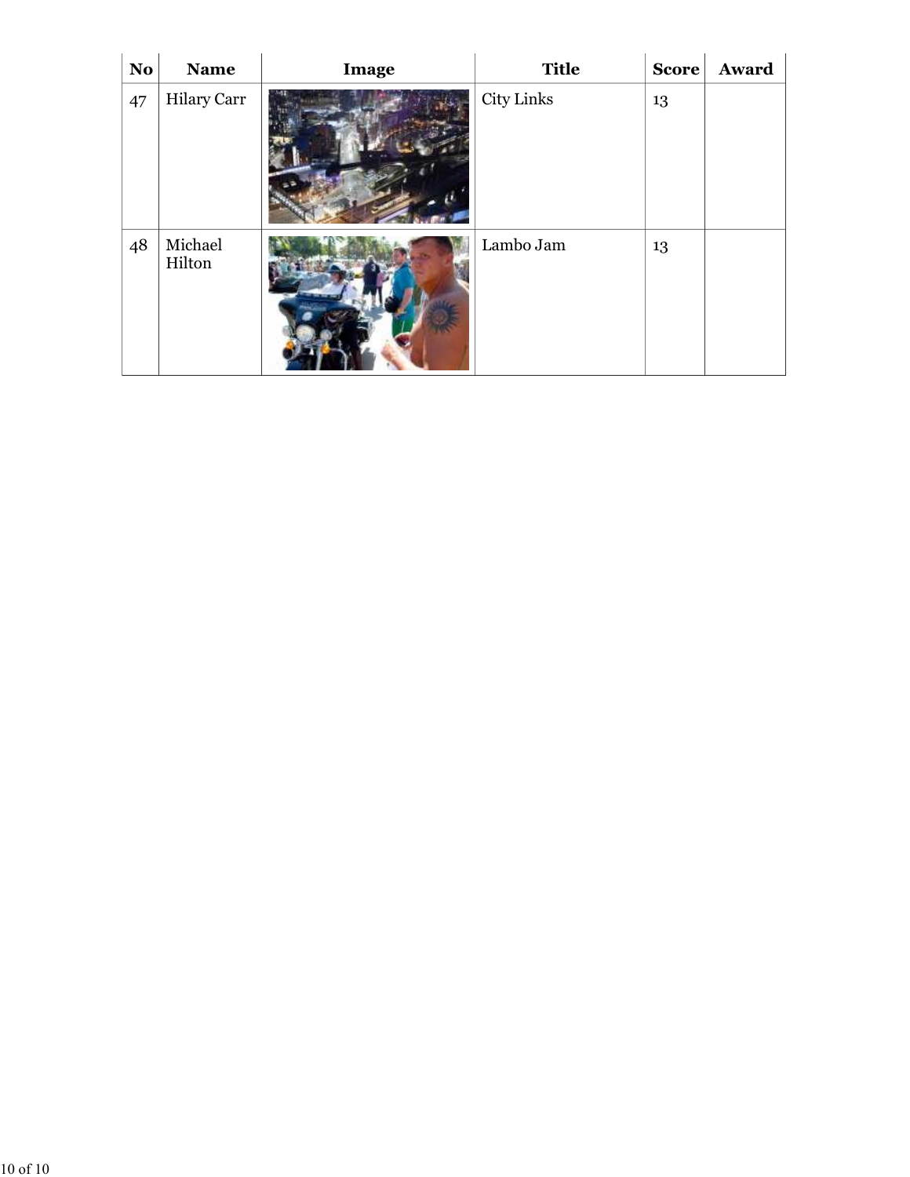| No | Name | Image | Title | Score | Award |
| --- | --- | --- | --- | --- | --- |
| 47 | Hilary Carr | | City Links | 13 | |
| 48 | Michael Hilton | | Lambo Jam | 13 | |